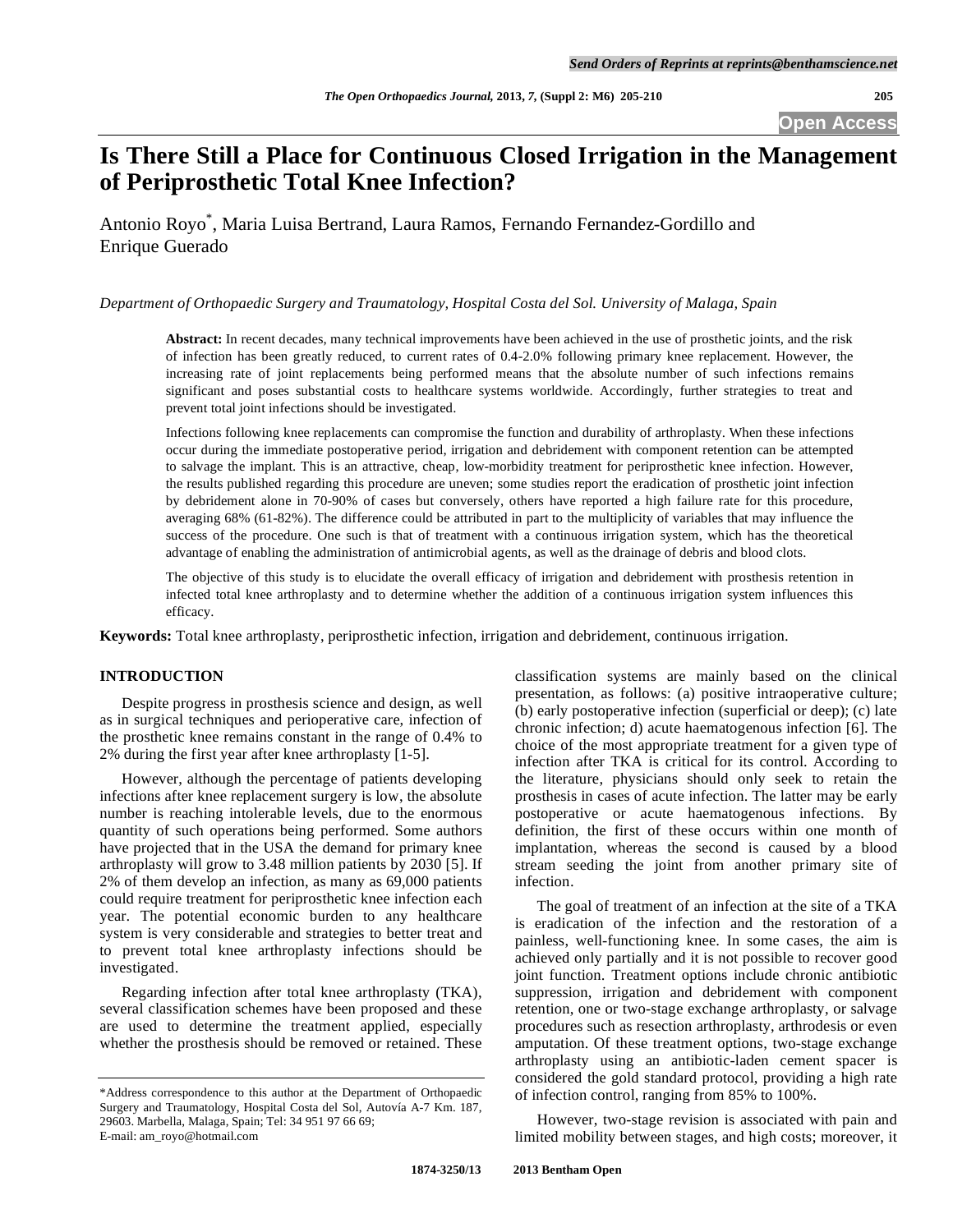# Is There Still a Place for Continuous Closed Irrigation in the Management of Periprosthetic Total Knee Infection?

Antonio Royo*, Maria Luisa Bertrand, Laura Ramos, Fernando Fernandez-Gordillo and Enrique Guerado

*Department of Orthopaedic Surgery and Traumatology, Hospital Costa del Sol. University of Malaga, Spain*

**Abstract:** In recent decades, many technical improvements have been achieved in the use of prosthetic joints, and the risk of infection has been greatly reduced, to current rates of 0.4-2.0% following primary knee replacement. However, the increasing rate of joint replacements being performed means that the absolute number of such infections remains significant and poses substantial costs to healthcare systems worldwide. Accordingly, further strategies to treat and prevent total joint infections should be investigated.

Infections following knee replacements can compromise the function and durability of arthroplasty. When these infections occur during the immediate postoperative period, irrigation and debridement with component retention can be attempted to salvage the implant. This is an attractive, cheap, low-morbidity treatment for periprosthetic knee infection. However, the results published regarding this procedure are uneven; some studies report the eradication of prosthetic joint infection by debridement alone in 70-90% of cases but conversely, others have reported a high failure rate for this procedure, averaging 68% (61-82%). The difference could be attributed in part to the multiplicity of variables that may influence the success of the procedure. One such is that of treatment with a continuous irrigation system, which has the theoretical advantage of enabling the administration of antimicrobial agents, as well as the drainage of debris and blood clots.

The objective of this study is to elucidate the overall efficacy of irrigation and debridement with prosthesis retention in infected total knee arthroplasty and to determine whether the addition of a continuous irrigation system influences this efficacy.

**Keywords:** Total knee arthroplasty, periprosthetic infection, irrigation and debridement, continuous irrigation.

## INTRODUCTION

Despite progress in prosthesis science and design, as well as in surgical techniques and perioperative care, infection of the prosthetic knee remains constant in the range of 0.4% to 2% during the first year after knee arthroplasty [1-5].

However, although the percentage of patients developing infections after knee replacement surgery is low, the absolute number is reaching intolerable levels, due to the enormous quantity of such operations being performed. Some authors have projected that in the USA the demand for primary knee arthroplasty will grow to 3.48 million patients by 2030 [5]. If 2% of them develop an infection, as many as 69,000 patients could require treatment for periprosthetic knee infection each year. The potential economic burden to any healthcare system is very considerable and strategies to better treat and to prevent total knee arthroplasty infections should be investigated.

Regarding infection after total knee arthroplasty (TKA), several classification schemes have been proposed and these are used to determine the treatment applied, especially whether the prosthesis should be removed or retained. These classification systems are mainly based on the clinical presentation, as follows: (a) positive intraoperative culture; (b) early postoperative infection (superficial or deep); (c) late chronic infection; d) acute haematogenous infection [6]. The choice of the most appropriate treatment for a given type of infection after TKA is critical for its control. According to the literature, physicians should only seek to retain the prosthesis in cases of acute infection. The latter may be early postoperative or acute haematogenous infections. By definition, the first of these occurs within one month of implantation, whereas the second is caused by a blood stream seeding the joint from another primary site of infection.

The goal of treatment of an infection at the site of a TKA is eradication of the infection and the restoration of a painless, well-functioning knee. In some cases, the aim is achieved only partially and it is not possible to recover good joint function. Treatment options include chronic antibiotic suppression, irrigation and debridement with component retention, one or two-stage exchange arthroplasty, or salvage procedures such as resection arthroplasty, arthrodesis or even amputation. Of these treatment options, two-stage exchange arthroplasty using an antibiotic-laden cement spacer is considered the gold standard protocol, providing a high rate of infection control, ranging from 85% to 100%.

However, two-stage revision is associated with pain and limited mobility between stages, and high costs; moreover, it

---

*Address correspondence to this author at the Department of Orthopaedic Surgery and Traumatology, Hospital Costa del Sol, Autovía A-7 Km. 187, 29603. Marbella, Malaga, Spain; Tel: 34 951 97 66 69; E-mail: am_royo@hotmail.com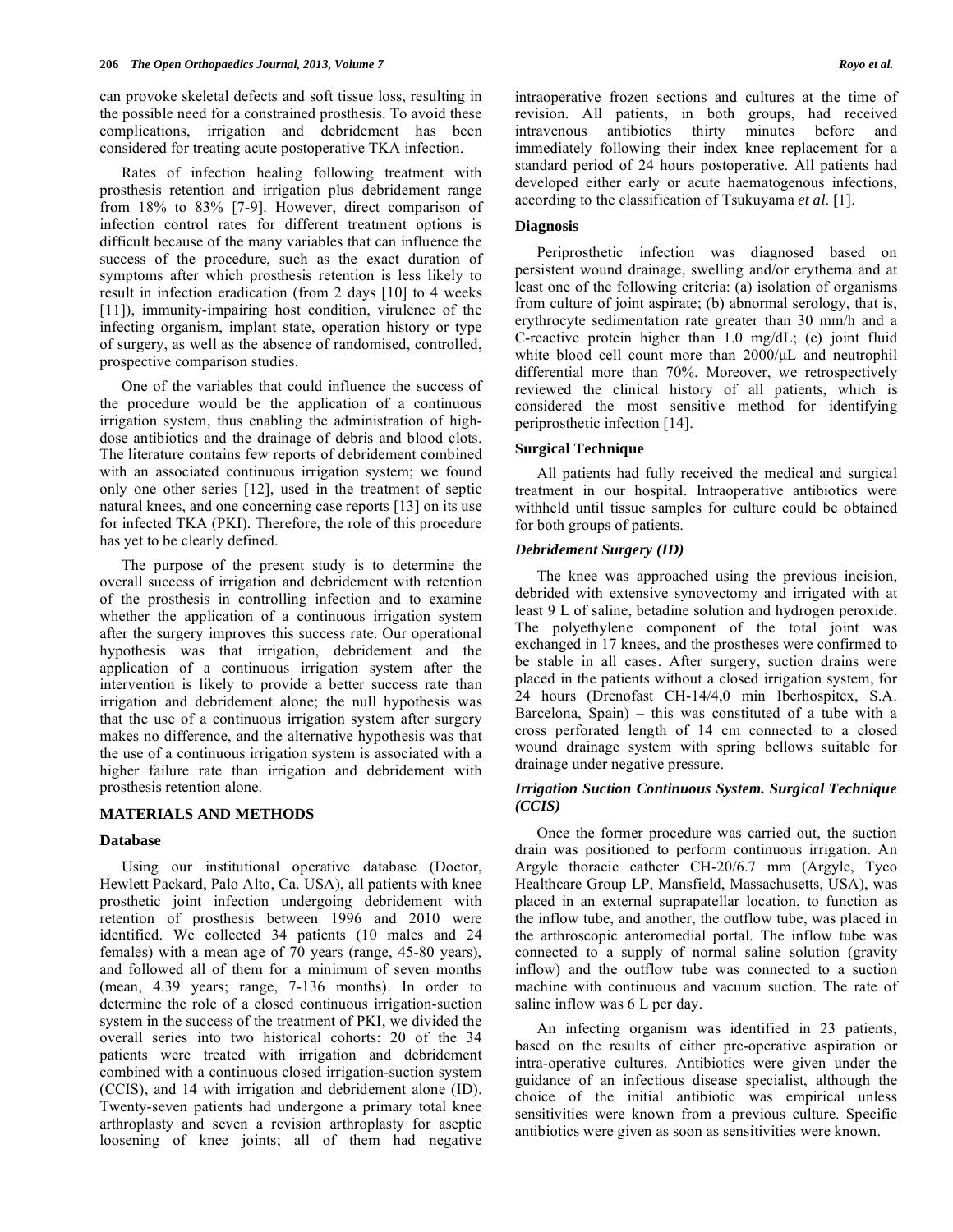can provoke skeletal defects and soft tissue loss, resulting in the possible need for a constrained prosthesis. To avoid these complications, irrigation and debridement has been considered for treating acute postoperative TKA infection.

Rates of infection healing following treatment with prosthesis retention and irrigation plus debridement range from 18% to 83% [7-9]. However, direct comparison of infection control rates for different treatment options is difficult because of the many variables that can influence the success of the procedure, such as the exact duration of symptoms after which prosthesis retention is less likely to result in infection eradication (from 2 days [10] to 4 weeks [11]), immunity-impairing host condition, virulence of the infecting organism, implant state, operation history or type of surgery, as well as the absence of randomised, controlled, prospective comparison studies.

One of the variables that could influence the success of the procedure would be the application of a continuous irrigation system, thus enabling the administration of high-dose antibiotics and the drainage of debris and blood clots. The literature contains few reports of debridement combined with an associated continuous irrigation system; we found only one other series [12], used in the treatment of septic natural knees, and one concerning case reports [13] on its use for infected TKA (PKI). Therefore, the role of this procedure has yet to be clearly defined.

The purpose of the present study is to determine the overall success of irrigation and debridement with retention of the prosthesis in controlling infection and to examine whether the application of a continuous irrigation system after the surgery improves this success rate. Our operational hypothesis was that irrigation, debridement and the application of a continuous irrigation system after the intervention is likely to provide a better success rate than irrigation and debridement alone; the null hypothesis was that the use of a continuous irrigation system after surgery makes no difference, and the alternative hypothesis was that the use of a continuous irrigation system is associated with a higher failure rate than irrigation and debridement with prosthesis retention alone.

## MATERIALS AND METHODS

### Database

Using our institutional operative database (Doctor, Hewlett Packard, Palo Alto, Ca. USA), all patients with knee prosthetic joint infection undergoing debridement with retention of prosthesis between 1996 and 2010 were identified. We collected 34 patients (10 males and 24 females) with a mean age of 70 years (range, 45-80 years), and followed all of them for a minimum of seven months (mean, 4.39 years; range, 7-136 months). In order to determine the role of a closed continuous irrigation-suction system in the success of the treatment of PKI, we divided the overall series into two historical cohorts: 20 of the 34 patients were treated with irrigation and debridement combined with a continuous closed irrigation-suction system (CCIS), and 14 with irrigation and debridement alone (ID). Twenty-seven patients had undergone a primary total knee arthroplasty and seven a revision arthroplasty for aseptic loosening of knee joints; all of them had negative intraoperative frozen sections and cultures at the time of revision. All patients, in both groups, had received intravenous antibiotics thirty minutes before and immediately following their index knee replacement for a standard period of 24 hours postoperative. All patients had developed either early or acute haematogenous infections, according to the classification of Tsukuyama *et al*. [1].

### Diagnosis

Periprosthetic infection was diagnosed based on persistent wound drainage, swelling and/or erythema and at least one of the following criteria: (a) isolation of organisms from culture of joint aspirate; (b) abnormal serology, that is, erythrocyte sedimentation rate greater than 30 mm/h and a C-reactive protein higher than 1.0 mg/dL; (c) joint fluid white blood cell count more than 2000/μL and neutrophil differential more than 70%. Moreover, we retrospectively reviewed the clinical history of all patients, which is considered the most sensitive method for identifying periprosthetic infection [14].

### Surgical Technique

All patients had fully received the medical and surgical treatment in our hospital. Intraoperative antibiotics were withheld until tissue samples for culture could be obtained for both groups of patients.

#### *Debridement Surgery (ID)*

The knee was approached using the previous incision, debrided with extensive synovectomy and irrigated with at least 9 L of saline, betadine solution and hydrogen peroxide. The polyethylene component of the total joint was exchanged in 17 knees, and the prostheses were confirmed to be stable in all cases. After surgery, suction drains were placed in the patients without a closed irrigation system, for 24 hours (Drenofast CH-14/4,0 min Iberhospitex, S.A. Barcelona, Spain) – this was constituted of a tube with a cross perforated length of 14 cm connected to a closed wound drainage system with spring bellows suitable for drainage under negative pressure.

#### *Irrigation Suction Continuous System. Surgical Technique (CCIS)*

Once the former procedure was carried out, the suction drain was positioned to perform continuous irrigation. An Argyle thoracic catheter CH-20/6.7 mm (Argyle, Tyco Healthcare Group LP, Mansfield, Massachusetts, USA), was placed in an external suprapatellar location, to function as the inflow tube, and another, the outflow tube, was placed in the arthroscopic anteromedial portal. The inflow tube was connected to a supply of normal saline solution (gravity inflow) and the outflow tube was connected to a suction machine with continuous and vacuum suction. The rate of saline inflow was 6 L per day.

An infecting organism was identified in 23 patients, based on the results of either pre-operative aspiration or intra-operative cultures. Antibiotics were given under the guidance of an infectious disease specialist, although the choice of the initial antibiotic was empirical unless sensitivities were known from a previous culture. Specific antibiotics were given as soon as sensitivities were known.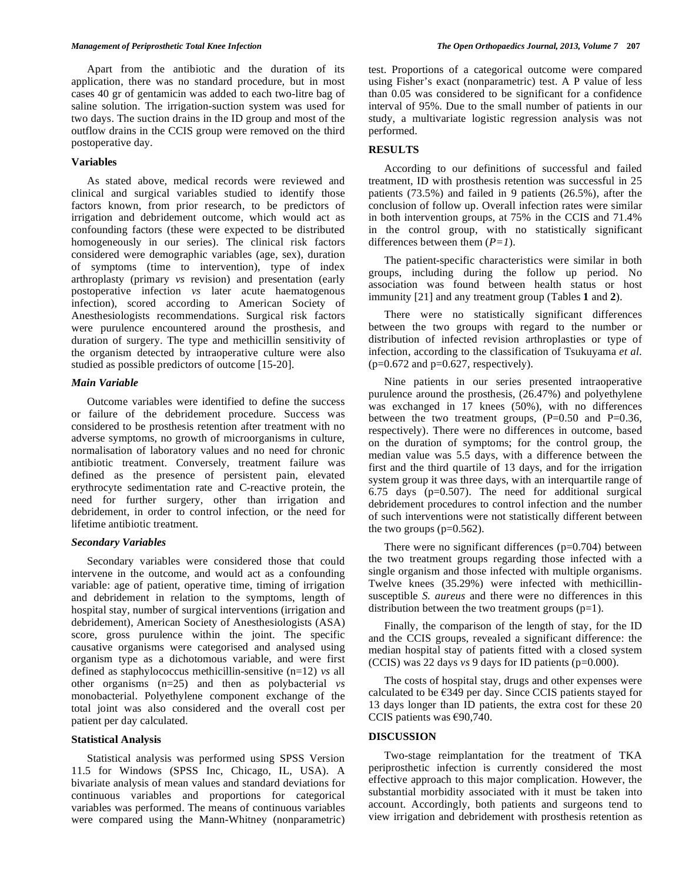Apart from the antibiotic and the duration of its application, there was no standard procedure, but in most cases 40 gr of gentamicin was added to each two-litre bag of saline solution. The irrigation-suction system was used for two days. The suction drains in the ID group and most of the outflow drains in the CCIS group were removed on the third postoperative day.

### Variables

As stated above, medical records were reviewed and clinical and surgical variables studied to identify those factors known, from prior research, to be predictors of irrigation and debridement outcome, which would act as confounding factors (these were expected to be distributed homogeneously in our series). The clinical risk factors considered were demographic variables (age, sex), duration of symptoms (time to intervention), type of index arthroplasty (primary *vs* revision) and presentation (early postoperative infection *vs* later acute haematogenous infection), scored according to American Society of Anesthesiologists recommendations. Surgical risk factors were purulence encountered around the prosthesis, and duration of surgery. The type and methicillin sensitivity of the organism detected by intraoperative culture were also studied as possible predictors of outcome [15-20].

### *Main Variable*

Outcome variables were identified to define the success or failure of the debridement procedure. Success was considered to be prosthesis retention after treatment with no adverse symptoms, no growth of microorganisms in culture, normalisation of laboratory values and no need for chronic antibiotic treatment. Conversely, treatment failure was defined as the presence of persistent pain, elevated erythrocyte sedimentation rate and C-reactive protein, the need for further surgery, other than irrigation and debridement, in order to control infection, or the need for lifetime antibiotic treatment.

### *Secondary Variables*

Secondary variables were considered those that could intervene in the outcome, and would act as a confounding variable: age of patient, operative time, timing of irrigation and debridement in relation to the symptoms, length of hospital stay, number of surgical interventions (irrigation and debridement), American Society of Anesthesiologists (ASA) score, gross purulence within the joint. The specific causative organisms were categorised and analysed using organism type as a dichotomous variable, and were first defined as staphylococcus methicillin-sensitive (n=12) *vs* all other organisms (n=25) and then as polybacterial *vs* monobacterial. Polyethylene component exchange of the total joint was also considered and the overall cost per patient per day calculated.

### Statistical Analysis

Statistical analysis was performed using SPSS Version 11.5 for Windows (SPSS Inc, Chicago, IL, USA). A bivariate analysis of mean values and standard deviations for continuous variables and proportions for categorical variables was performed. The means of continuous variables were compared using the Mann-Whitney (nonparametric) test. Proportions of a categorical outcome were compared using Fisher's exact (nonparametric) test. A P value of less than 0.05 was considered to be significant for a confidence interval of 95%. Due to the small number of patients in our study, a multivariate logistic regression analysis was not performed.

## RESULTS

According to our definitions of successful and failed treatment, ID with prosthesis retention was successful in 25 patients (73.5%) and failed in 9 patients (26.5%), after the conclusion of follow up. Overall infection rates were similar in both intervention groups, at 75% in the CCIS and 71.4% in the control group, with no statistically significant differences between them (*P=1*).

The patient-specific characteristics were similar in both groups, including during the follow up period. No association was found between health status or host immunity [21] and any treatment group (Tables **1** and **2**).

There were no statistically significant differences between the two groups with regard to the number or distribution of infected revision arthroplasties or type of infection, according to the classification of Tsukuyama *et al*. (p=0.672 and p=0.627, respectively).

Nine patients in our series presented intraoperative purulence around the prosthesis, (26.47%) and polyethylene was exchanged in 17 knees (50%), with no differences between the two treatment groups, (P=0.50 and P=0.36, respectively). There were no differences in outcome, based on the duration of symptoms; for the control group, the median value was 5.5 days, with a difference between the first and the third quartile of 13 days, and for the irrigation system group it was three days, with an interquartile range of 6.75 days (p=0.507). The need for additional surgical debridement procedures to control infection and the number of such interventions were not statistically different between the two groups (p=0.562).

There were no significant differences (p=0.704) between the two treatment groups regarding those infected with a single organism and those infected with multiple organisms. Twelve knees (35.29%) were infected with methicillin-susceptible *S. aureus* and there were no differences in this distribution between the two treatment groups (p=1).

Finally, the comparison of the length of stay, for the ID and the CCIS groups, revealed a significant difference: the median hospital stay of patients fitted with a closed system (CCIS) was 22 days *vs* 9 days for ID patients (p=0.000).

The costs of hospital stay, drugs and other expenses were calculated to be €349 per day. Since CCIS patients stayed for 13 days longer than ID patients, the extra cost for these 20 CCIS patients was €90,740.

## DISCUSSION

Two-stage reimplantation for the treatment of TKA periprosthetic infection is currently considered the most effective approach to this major complication. However, the substantial morbidity associated with it must be taken into account. Accordingly, both patients and surgeons tend to view irrigation and debridement with prosthesis retention as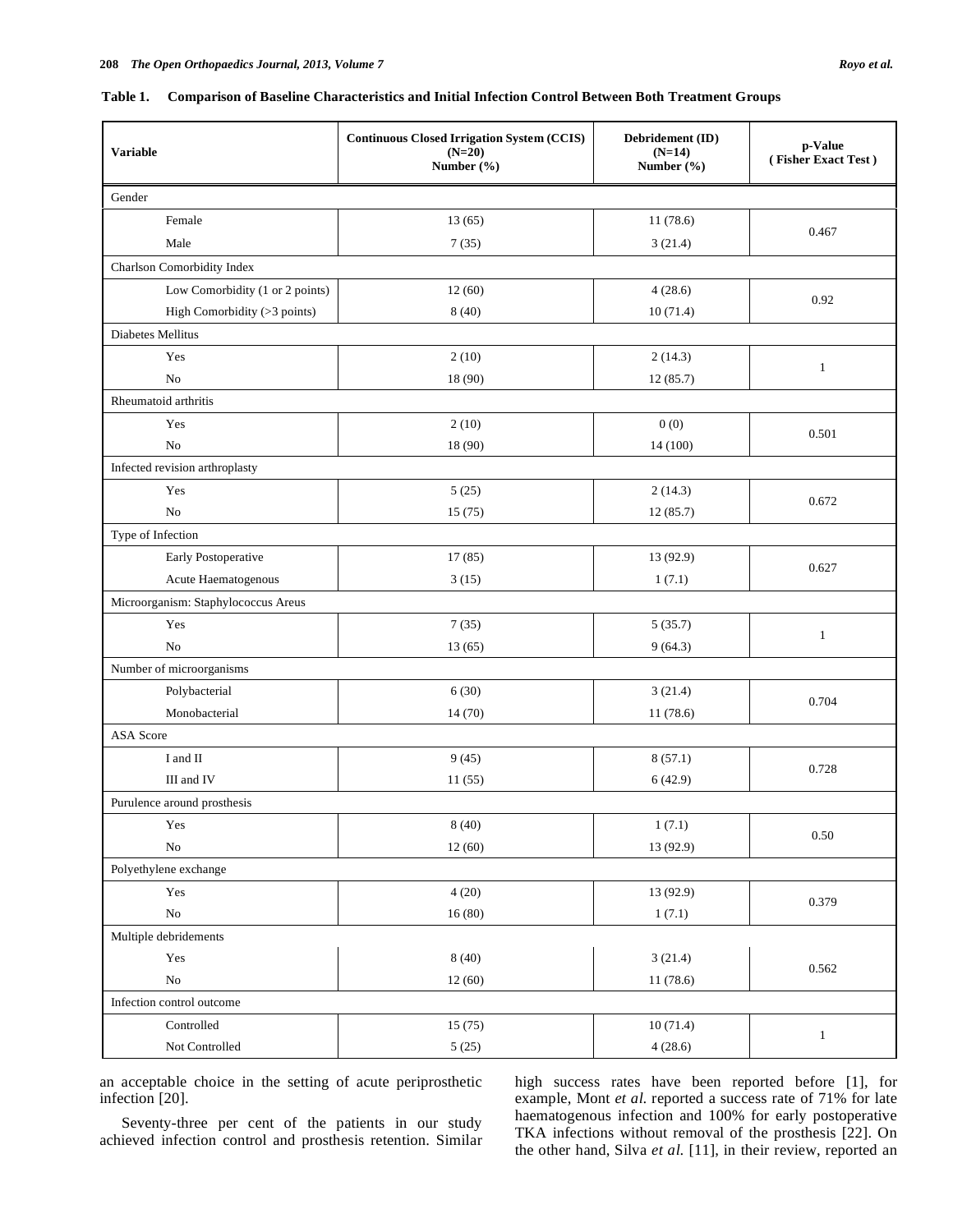**Table 1. Comparison of Baseline Characteristics and Initial Infection Control Between Both Treatment Groups**

| Variable | Continuous Closed Irrigation System (CCIS) (N=20) Number (%) | Debridement (ID) (N=14) Number (%) | p-Value (Fisher Exact Test) |
|---|---|---|---|
| Gender | | | |
| Female | 13 (65) | 11 (78.6) | 0.467 |
| Male | 7 (35) | 3 (21.4) | |
| Charlson Comorbidity Index | | | |
| Low Comorbidity (1 or 2 points) | 12 (60) | 4 (28.6) | 0.92 |
| High Comorbidity (>3 points) | 8 (40) | 10 (71.4) | |
| Diabetes Mellitus | | | |
| Yes | 2 (10) | 2 (14.3) | 1 |
| No | 18 (90) | 12 (85.7) | |
| Rheumatoid arthritis | | | |
| Yes | 2 (10) | 0 (0) | 0.501 |
| No | 18 (90) | 14 (100) | |
| Infected revision arthroplasty | | | |
| Yes | 5 (25) | 2 (14.3) | 0.672 |
| No | 15 (75) | 12 (85.7) | |
| Type of Infection | | | |
| Early Postoperative | 17 (85) | 13 (92.9) | 0.627 |
| Acute Haematogenous | 3 (15) | 1 (7.1) | |
| Microorganism: Staphylococcus Areus | | | |
| Yes | 7 (35) | 5 (35.7) | 1 |
| No | 13 (65) | 9 (64.3) | |
| Number of microorganisms | | | |
| Polybacterial | 6 (30) | 3 (21.4) | 0.704 |
| Monobacterial | 14 (70) | 11 (78.6) | |
| ASA Score | | | |
| I and II | 9 (45) | 8 (57.1) | 0.728 |
| III and IV | 11 (55) | 6 (42.9) | |
| Purulence around prosthesis | | | |
| Yes | 8 (40) | 1 (7.1) | 0.50 |
| No | 12 (60) | 13 (92.9) | |
| Polyethylene exchange | | | |
| Yes | 4 (20) | 13 (92.9) | 0.379 |
| No | 16 (80) | 1 (7.1) | |
| Multiple debridements | | | |
| Yes | 8 (40) | 3 (21.4) | 0.562 |
| No | 12 (60) | 11 (78.6) | |
| Infection control outcome | | | |
| Controlled | 15 (75) | 10 (71.4) | 1 |
| Not Controlled | 5 (25) | 4 (28.6) | |

an acceptable choice in the setting of acute periprosthetic infection [20].

Seventy-three per cent of the patients in our study achieved infection control and prosthesis retention. Similar high success rates have been reported before [1], for example, Mont *et al.* reported a success rate of 71% for late haematogenous infection and 100% for early postoperative TKA infections without removal of the prosthesis [22]. On the other hand, Silva *et al.* [11], in their review, reported an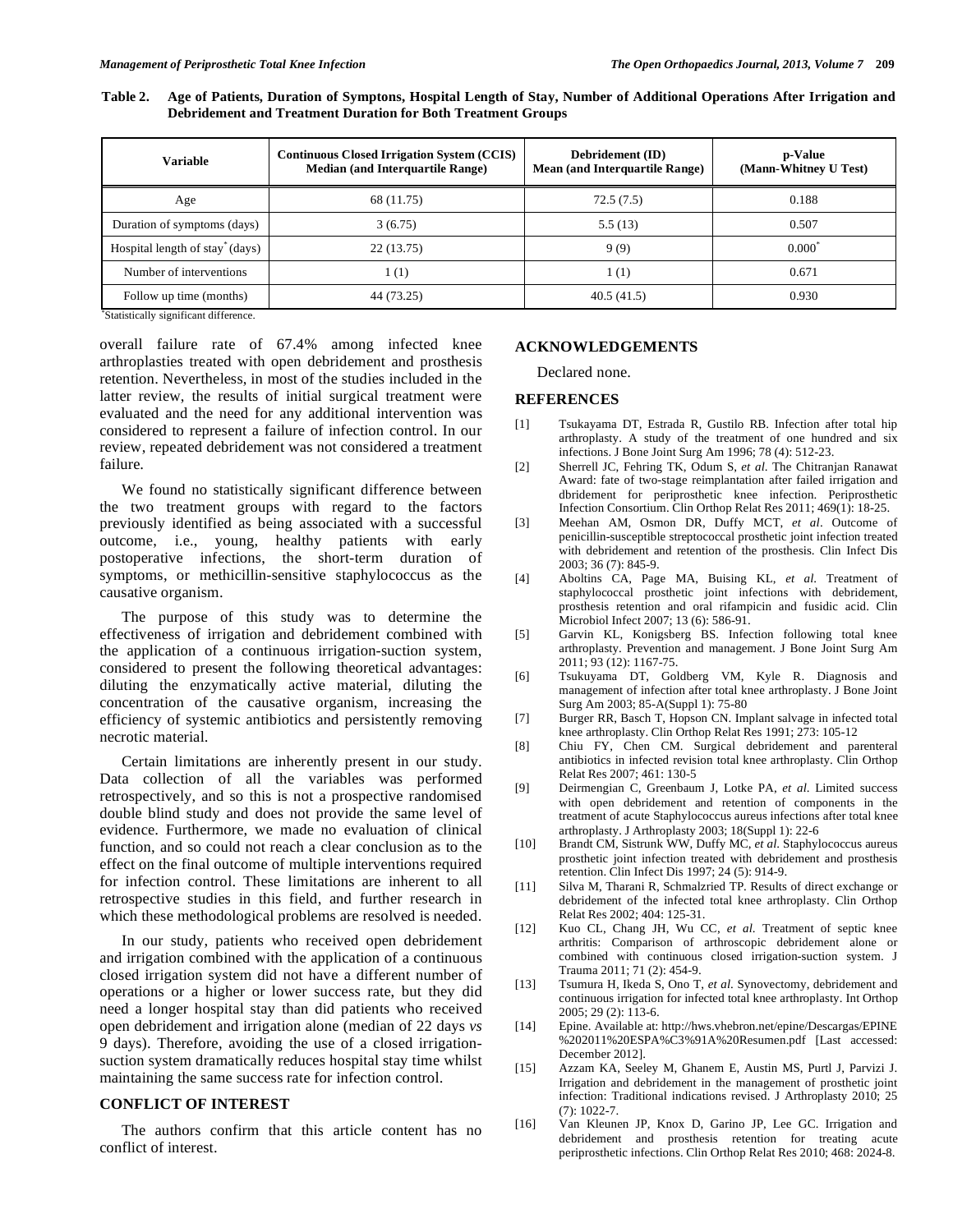**Table 2. Age of Patients, Duration of Symptons, Hospital Length of Stay, Number of Additional Operations After Irrigation and Debridement and Treatment Duration for Both Treatment Groups**

| Variable | Continuous Closed Irrigation System (CCIS) Median (and Interquartile Range) | Debridement (ID) Mean (and Interquartile Range) | p-Value (Mann-Whitney U Test) |
|---|---|---|---|
| Age | 68 (11.75) | 72.5 (7.5) | 0.188 |
| Duration of symptoms (days) | 3 (6.75) | 5.5 (13) | 0.507 |
| Hospital length of stay* (days) | 22 (13.75) | 9 (9) | 0.000* |
| Number of interventions | 1 (1) | 1 (1) | 0.671 |
| Follow up time (months) | 44 (73.25) | 40.5 (41.5) | 0.930 |

*Statistically significant difference.

overall failure rate of 67.4% among infected knee arthroplasties treated with open debridement and prosthesis retention. Nevertheless, in most of the studies included in the latter review, the results of initial surgical treatment were evaluated and the need for any additional intervention was considered to represent a failure of infection control. In our review, repeated debridement was not considered a treatment failure.

We found no statistically significant difference between the two treatment groups with regard to the factors previously identified as being associated with a successful outcome, i.e., young, healthy patients with early postoperative infections, the short-term duration of symptoms, or methicillin-sensitive staphylococcus as the causative organism.

The purpose of this study was to determine the effectiveness of irrigation and debridement combined with the application of a continuous irrigation-suction system, considered to present the following theoretical advantages: diluting the enzymatically active material, diluting the concentration of the causative organism, increasing the efficiency of systemic antibiotics and persistently removing necrotic material.

Certain limitations are inherently present in our study. Data collection of all the variables was performed retrospectively, and so this is not a prospective randomised double blind study and does not provide the same level of evidence. Furthermore, we made no evaluation of clinical function, and so could not reach a clear conclusion as to the effect on the final outcome of multiple interventions required for infection control. These limitations are inherent to all retrospective studies in this field, and further research in which these methodological problems are resolved is needed.

In our study, patients who received open debridement and irrigation combined with the application of a continuous closed irrigation system did not have a different number of operations or a higher or lower success rate, but they did need a longer hospital stay than did patients who received open debridement and irrigation alone (median of 22 days *vs* 9 days). Therefore, avoiding the use of a closed irrigation-suction system dramatically reduces hospital stay time whilst maintaining the same success rate for infection control.

## CONFLICT OF INTEREST

The authors confirm that this article content has no conflict of interest.

## ACKNOWLEDGEMENTS

Declared none.

## REFERENCES

[1] Tsukayama DT, Estrada R, Gustilo RB. Infection after total hip arthroplasty. A study of the treatment of one hundred and six infections. J Bone Joint Surg Am 1996; 78 (4): 512-23.

[2] Sherrell JC, Fehring TK, Odum S, *et al*. The Chitranjan Ranawat Award: fate of two-stage reimplantation after failed irrigation and dbridement for periprosthetic knee infection. Periprosthetic Infection Consortium. Clin Orthop Relat Res 2011; 469(1): 18-25.

[3] Meehan AM, Osmon DR, Duffy MCT, *et al*. Outcome of penicillin-susceptible streptococcal prosthetic joint infection treated with debridement and retention of the prosthesis. Clin Infect Dis 2003; 36 (7): 845-9.

[4] Aboltins CA, Page MA, Buising KL, *et al*. Treatment of staphylococcal prosthetic joint infections with debridement, prosthesis retention and oral rifampicin and fusidic acid. Clin Microbiol Infect 2007; 13 (6): 586-91.

[5] Garvin KL, Konigsberg BS. Infection following total knee arthroplasty. Prevention and management. J Bone Joint Surg Am 2011; 93 (12): 1167-75.

[6] Tsukuyama DT, Goldberg VM, Kyle R. Diagnosis and management of infection after total knee arthroplasty. J Bone Joint Surg Am 2003; 85-A(Suppl 1): 75-80

[7] Burger RR, Basch T, Hopson CN. Implant salvage in infected total knee arthroplasty. Clin Orthop Relat Res 1991; 273: 105-12

[8] Chiu FY, Chen CM. Surgical debridement and parenteral antibiotics in infected revision total knee arthroplasty. Clin Orthop Relat Res 2007; 461: 130-5

[9] Deirmengian C, Greenbaum J, Lotke PA, *et al*. Limited success with open debridement and retention of components in the treatment of acute Staphylococcus aureus infections after total knee arthroplasty. J Arthroplasty 2003; 18(Suppl 1): 22-6

[10] Brandt CM, Sistrunk WW, Duffy MC, *et al*. Staphylococcus aureus prosthetic joint infection treated with debridement and prosthesis retention. Clin Infect Dis 1997; 24 (5): 914-9.

[11] Silva M, Tharani R, Schmalzried TP. Results of direct exchange or debridement of the infected total knee arthroplasty. Clin Orthop Relat Res 2002; 404: 125-31.

[12] Kuo CL, Chang JH, Wu CC, *et al*. Treatment of septic knee arthritis: Comparison of arthroscopic debridement alone or combined with continuous closed irrigation-suction system. J Trauma 2011; 71 (2): 454-9.

[13] Tsumura H, Ikeda S, Ono T, *et al*. Synovectomy, debridement and continuous irrigation for infected total knee arthroplasty. Int Orthop 2005; 29 (2): 113-6.

[14] Epine. Available at: http://hws.vhebron.net/epine/Descargas/EPINE%202011%20ESPA%C3%91A%20Resumen.pdf [Last accessed: December 2012].

[15] Azzam KA, Seeley M, Ghanem E, Austin MS, Purtl J, Parvizi J. Irrigation and debridement in the management of prosthetic joint infection: Traditional indications revised. J Arthroplasty 2010; 25 (7): 1022-7.

[16] Van Kleunen JP, Knox D, Garino JP, Lee GC. Irrigation and debridement and prosthesis retention for treating acute periprosthetic infections. Clin Orthop Relat Res 2010; 468: 2024-8.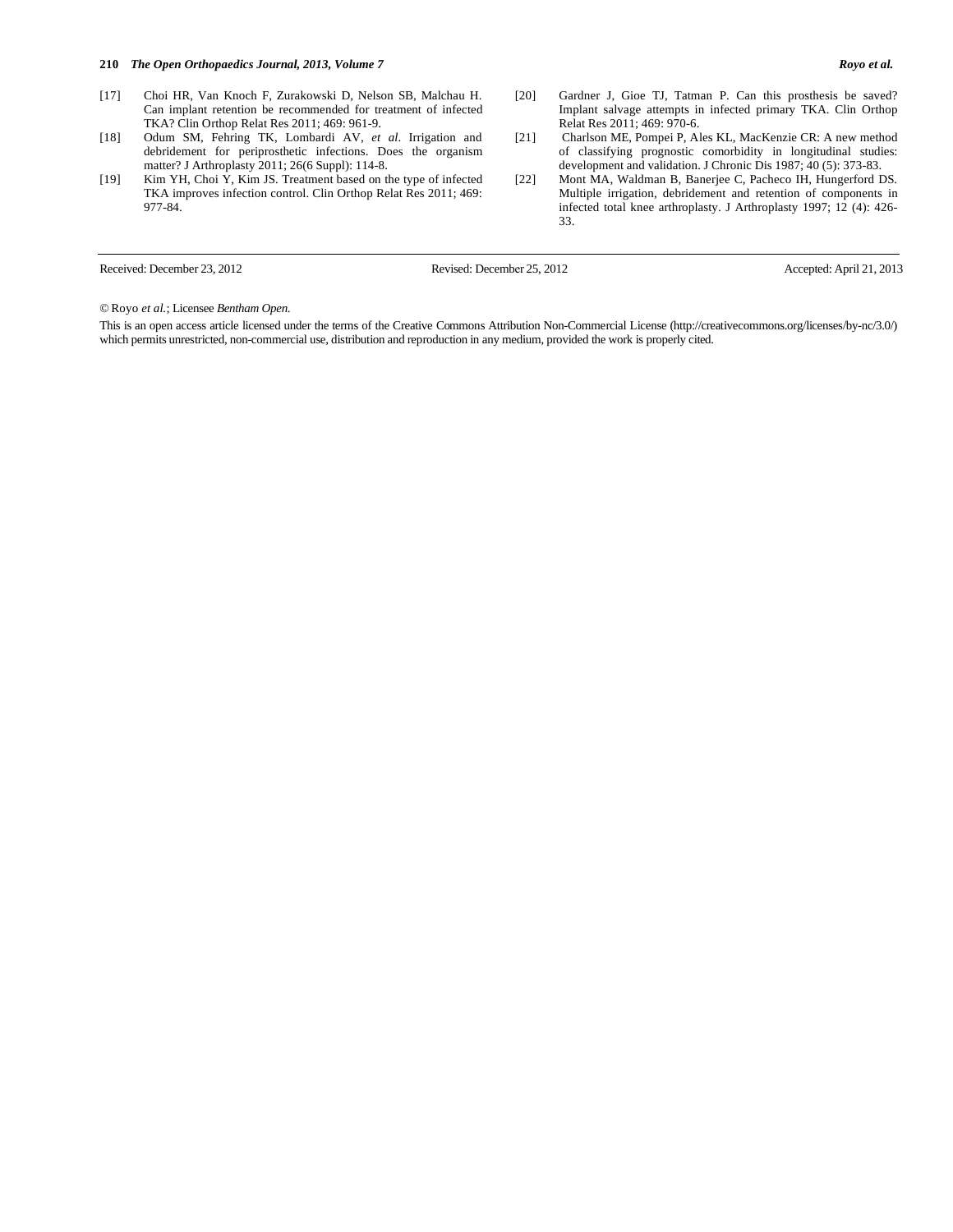[17] Choi HR, Van Knoch F, Zurakowski D, Nelson SB, Malchau H. Can implant retention be recommended for treatment of infected TKA? Clin Orthop Relat Res 2011; 469: 961-9.

[18] Odum SM, Fehring TK, Lombardi AV, *et al*. Irrigation and debridement for periprosthetic infections. Does the organism matter? J Arthroplasty 2011; 26(6 Suppl): 114-8.

[19] Kim YH, Choi Y, Kim JS. Treatment based on the type of infected TKA improves infection control. Clin Orthop Relat Res 2011; 469: 977-84.

[20] Gardner J, Gioe TJ, Tatman P. Can this prosthesis be saved? Implant salvage attempts in infected primary TKA. Clin Orthop Relat Res 2011; 469: 970-6.

[21] Charlson ME, Pompei P, Ales KL, MacKenzie CR: A new method of classifying prognostic comorbidity in longitudinal studies: development and validation. J Chronic Dis 1987; 40 (5): 373-83.

[22] Mont MA, Waldman B, Banerjee C, Pacheco IH, Hungerford DS. Multiple irrigation, debridement and retention of components in infected total knee arthroplasty. J Arthroplasty 1997; 12 (4): 426-33.

---

Received: December 23, 2012 Revised: December 25, 2012 Accepted: April 21, 2013

© Royo *et al.*; Licensee *Bentham Open.*

This is an open access article licensed under the terms of the Creative Commons Attribution Non-Commercial License (http://creativecommons.org/licenses/by-nc/3.0/) which permits unrestricted, non-commercial use, distribution and reproduction in any medium, provided the work is properly cited.